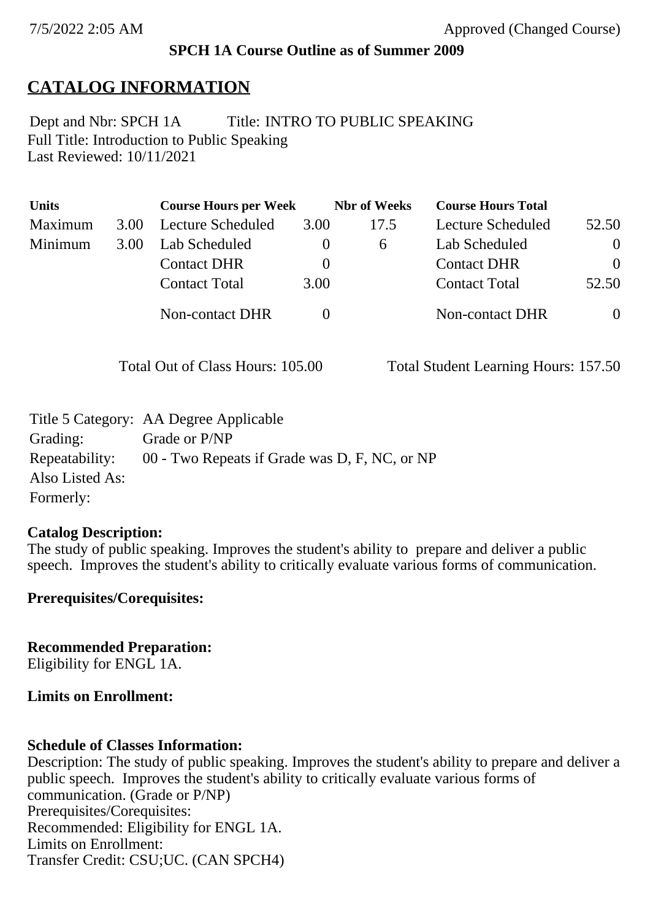7/5/2022 2:05 AM Approved (Changed Course)

**SPCH 1A Course Outline as of Summer 2009**

# CATALOG INFORMATION

Dept and Nbr: SPCH 1A Title: INTRO TO PUBLIC SPEAKING
Full Title: Introduction to Public Speaking
Last Reviewed: 10/11/2021

| Units | | Course Hours per Week | | Nbr of Weeks | Course Hours Total | |
|---|---|---|---|---|---|---|
| Maximum | 3.00 | Lecture Scheduled | 3.00 | 17.5 | Lecture Scheduled | 52.50 |
| Minimum | 3.00 | Lab Scheduled | 0 | 6 | Lab Scheduled | 0 |
| | | Contact DHR | 0 | | Contact DHR | 0 |
| | | Contact Total | 3.00 | | Contact Total | 52.50 |
| | | Non-contact DHR | 0 | | Non-contact DHR | 0 |

Total Out of Class Hours: 105.00 Total Student Learning Hours: 157.50

Title 5 Category: AA Degree Applicable
Grading: Grade or P/NP
Repeatability: 00 - Two Repeats if Grade was D, F, NC, or NP
Also Listed As:
Formerly:

**Catalog Description:**
The study of public speaking. Improves the student's ability to prepare and deliver a public speech. Improves the student's ability to critically evaluate various forms of communication.

**Prerequisites/Corequisites:**

**Recommended Preparation:**
Eligibility for ENGL 1A.

**Limits on Enrollment:**

**Schedule of Classes Information:**
Description: The study of public speaking. Improves the student's ability to prepare and deliver a public speech. Improves the student's ability to critically evaluate various forms of communication. (Grade or P/NP)
Prerequisites/Corequisites:
Recommended: Eligibility for ENGL 1A.
Limits on Enrollment:
Transfer Credit: CSU;UC. (CAN SPCH4)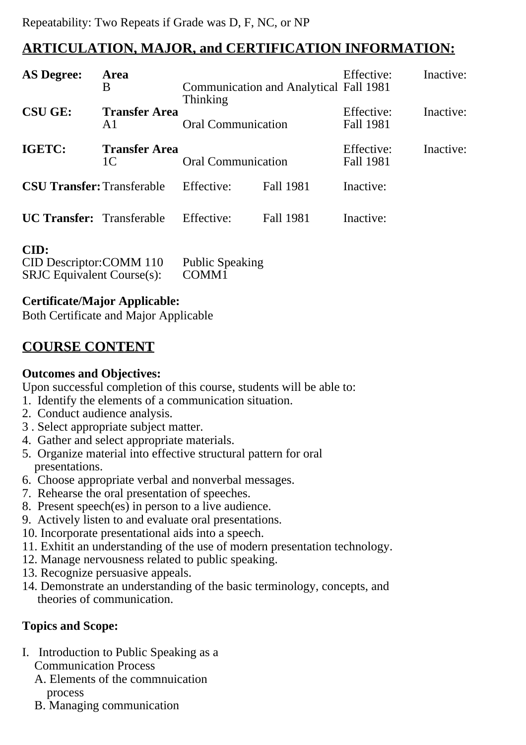Repeatability: Two Repeats if Grade was D, F, NC, or NP

## ARTICULATION, MAJOR, and CERTIFICATION INFORMATION:

| **AS Degree:** | **Area** | | Effective: | Inactive: |
|---|---|---|---|---|
| | B | Communication and Analytical Thinking | Fall 1981 | |
| **CSU GE:** | **Transfer Area** | | Effective: | Inactive: |
| | A1 | Oral Communication | Fall 1981 | |
| **IGETC:** | **Transfer Area** | | Effective: | Inactive: |
| | 1C | Oral Communication | Fall 1981 | |

| | | | | |
|---|---|---|---|---|
| **CSU Transfer:** | Transferable | Effective: | Fall 1981 | Inactive: |
| **UC Transfer:** | Transferable | Effective: | Fall 1981 | Inactive: |

**CID:**
CID Descriptor:COMM 110 Public Speaking
SRJC Equivalent Course(s): COMM1

**Certificate/Major Applicable:**
Both Certificate and Major Applicable

## COURSE CONTENT

**Outcomes and Objectives:**
Upon successful completion of this course, students will be able to:
1. Identify the elements of a communication situation.
2. Conduct audience analysis.
3 . Select appropriate subject matter.
4. Gather and select appropriate materials.
5. Organize material into effective structural pattern for oral presentations.
6. Choose appropriate verbal and nonverbal messages.
7. Rehearse the oral presentation of speeches.
8. Present speech(es) in person to a live audience.
9. Actively listen to and evaluate oral presentations.
10. Incorporate presentational aids into a speech.
11. Exhitit an understanding of the use of modern presentation technology.
12. Manage nervousness related to public speaking.
13. Recognize persuasive appeals.
14. Demonstrate an understanding of the basic terminology, concepts, and theories of communication.

**Topics and Scope:**

I. Introduction to Public Speaking as a Communication Process
   A. Elements of the commnuication process
   B. Managing communication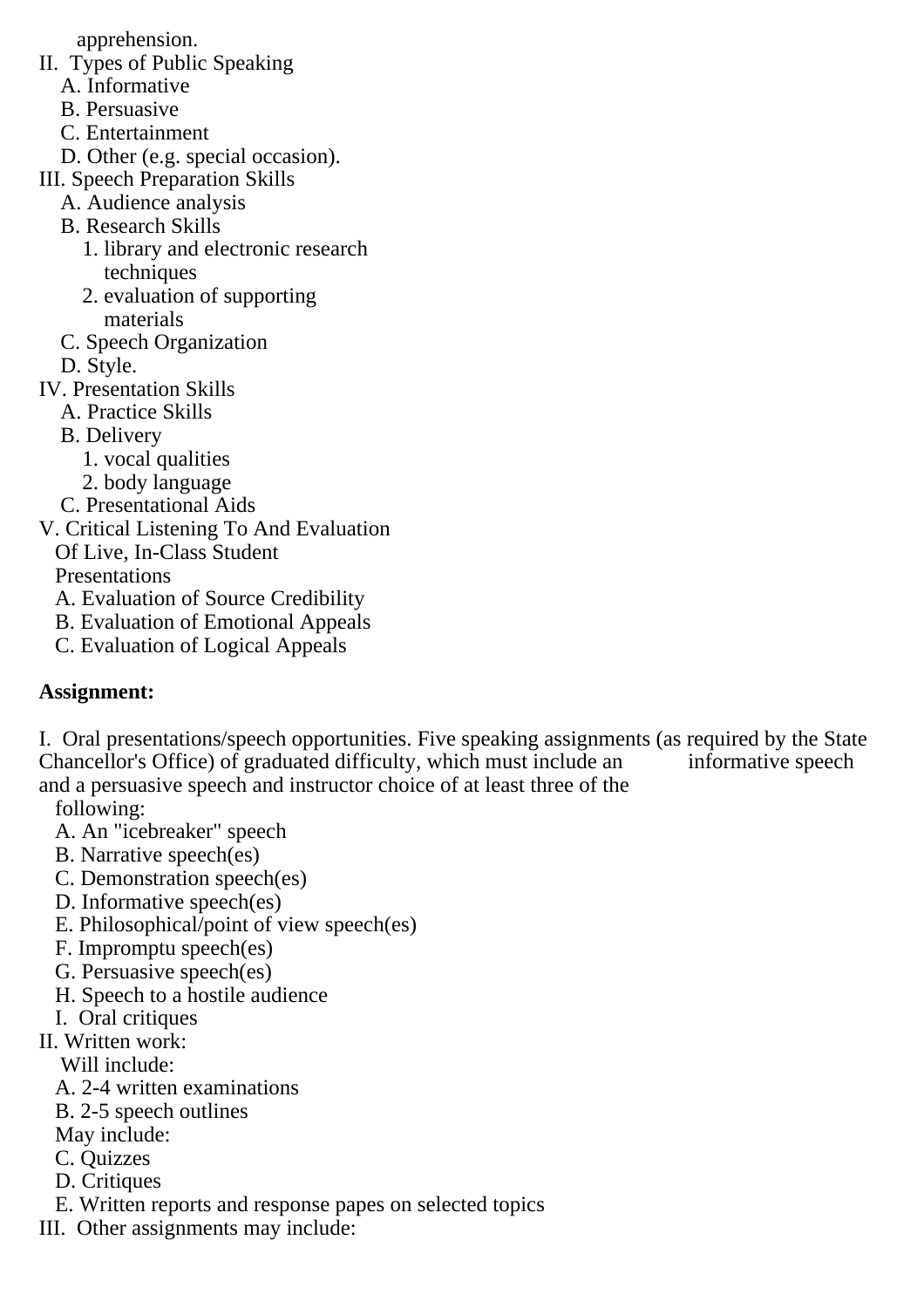apprehension.

II. Types of Public Speaking
   A. Informative
   B. Persuasive
   C. Entertainment
   D. Other (e.g. special occasion).

III. Speech Preparation Skills
   A. Audience analysis
   B. Research Skills
      1. library and electronic research techniques
      2. evaluation of supporting materials
   C. Speech Organization
   D. Style.

IV. Presentation Skills
   A. Practice Skills
   B. Delivery
      1. vocal qualities
      2. body language
   C. Presentational Aids

V. Critical Listening To And Evaluation Of Live, In-Class Student Presentations
   A. Evaluation of Source Credibility
   B. Evaluation of Emotional Appeals
   C. Evaluation of Logical Appeals

**Assignment:**

I. Oral presentations/speech opportunities. Five speaking assignments (as required by the State Chancellor's Office) of graduated difficulty, which must include an informative speech and a persuasive speech and instructor choice of at least three of the following:
   A. An "icebreaker" speech
   B. Narrative speech(es)
   C. Demonstration speech(es)
   D. Informative speech(es)
   E. Philosophical/point of view speech(es)
   F. Impromptu speech(es)
   G. Persuasive speech(es)
   H. Speech to a hostile audience
   I. Oral critiques

II. Written work:
   Will include:
   A. 2-4 written examinations
   B. 2-5 speech outlines
   May include:
   C. Quizzes
   D. Critiques
   E. Written reports and response papes on selected topics

III. Other assignments may include: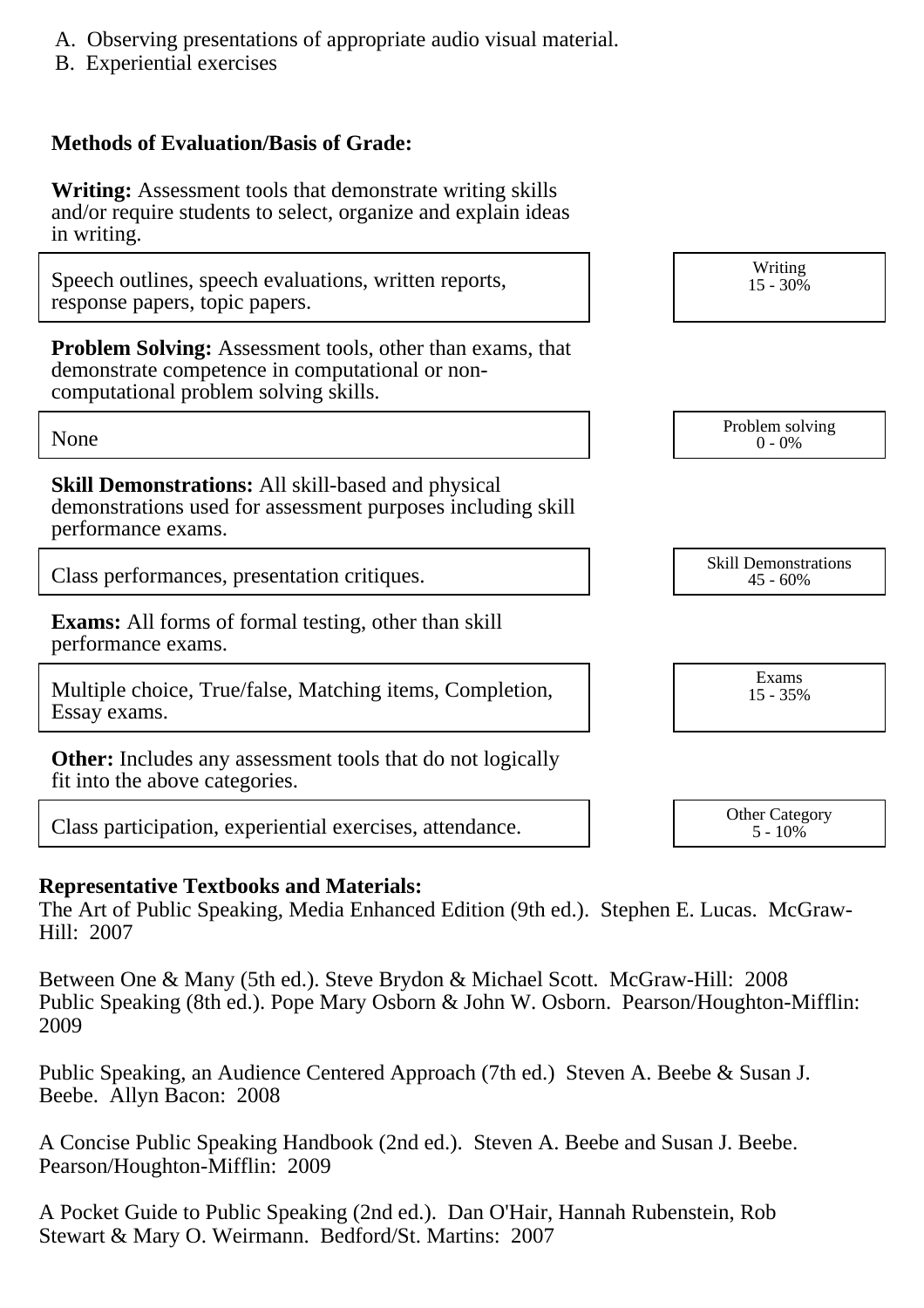A. Observing presentations of appropriate audio visual material.
B. Experiential exercises

**Methods of Evaluation/Basis of Grade:**

**Writing:** Assessment tools that demonstrate writing skills and/or require students to select, organize and explain ideas in writing.

| Speech outlines, speech evaluations, written reports, response papers, topic papers. | Writing 15 - 30% |
|---|---|

**Problem Solving:** Assessment tools, other than exams, that demonstrate competence in computational or non-computational problem solving skills.

| None | Problem solving 0 - 0% |
|---|---|

**Skill Demonstrations:** All skill-based and physical demonstrations used for assessment purposes including skill performance exams.

| Class performances, presentation critiques. | Skill Demonstrations 45 - 60% |
|---|---|

**Exams:** All forms of formal testing, other than skill performance exams.

| Multiple choice, True/false, Matching items, Completion, Essay exams. | Exams 15 - 35% |
|---|---|

**Other:** Includes any assessment tools that do not logically fit into the above categories.

| Class participation, experiential exercises, attendance. | Other Category 5 - 10% |
|---|---|

**Representative Textbooks and Materials:**

The Art of Public Speaking, Media Enhanced Edition (9th ed.). Stephen E. Lucas. McGraw-Hill: 2007

Between One & Many (5th ed.). Steve Brydon & Michael Scott. McGraw-Hill: 2008
Public Speaking (8th ed.). Pope Mary Osborn & John W. Osborn. Pearson/Houghton-Mifflin: 2009

Public Speaking, an Audience Centered Approach (7th ed.) Steven A. Beebe & Susan J. Beebe. Allyn Bacon: 2008

A Concise Public Speaking Handbook (2nd ed.). Steven A. Beebe and Susan J. Beebe. Pearson/Houghton-Mifflin: 2009

A Pocket Guide to Public Speaking (2nd ed.). Dan O'Hair, Hannah Rubenstein, Rob Stewart & Mary O. Weirmann. Bedford/St. Martins: 2007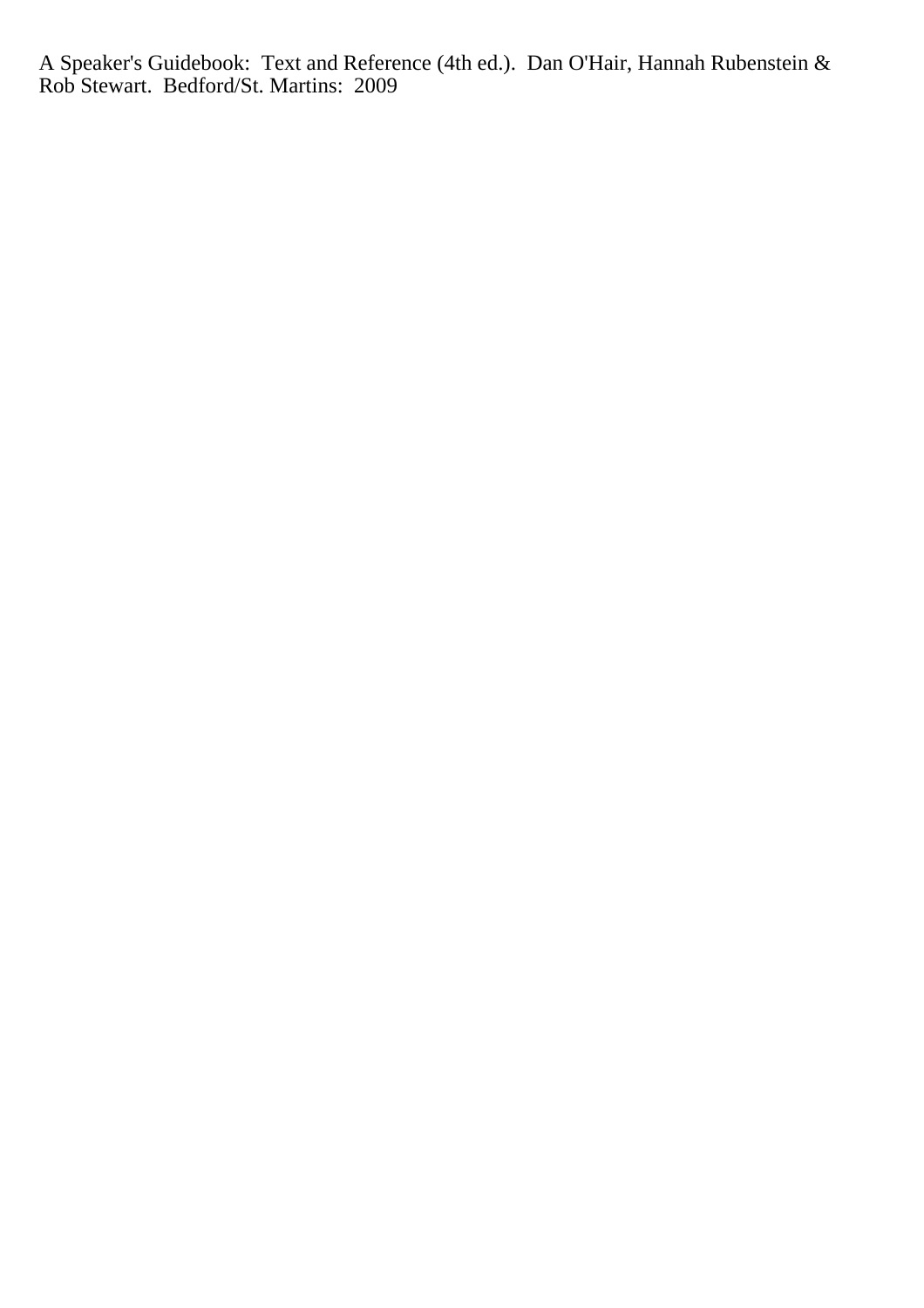A Speaker's Guidebook: Text and Reference (4th ed.). Dan O'Hair, Hannah Rubenstein & Rob Stewart. Bedford/St. Martins: 2009